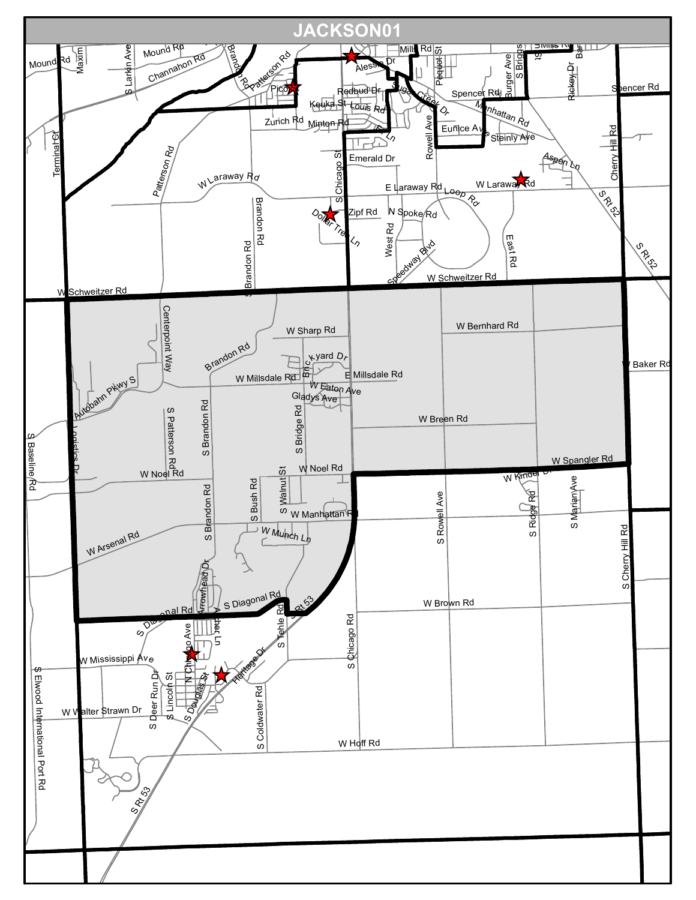# JACKSON01

Mound Rd, Maxim, S Larkin Ave, Mound Rd, Channahon Rd, Brandon Rd, Patterson Rd, Pico, Mills Rd, Alessio Dr, Pequot St, Burger Ave, S Briggs, Mills Rd, Rickey Dr, Redbud Dr, Sugar Creek Dr, Spencer Rd, Spencer Rd, Keuka St, Louis Rd, Manhattan Rd, Zurich Rd, Minton Rd, Eunice Ave, Steinly Ave, Terminal Ct, Patterson Rd, Emerald Dr, Rowell Ave, Cherry Hill Rd, Aspen Ln, W Laraway Rd, S Chicago St, E Laraway Rd, W Laraway Rd, Loop Rd, S Rt 52, Brandon Rd, Dollar Tree Ln, Zipf Rd, N Spoke Rd, S Rt 52, West Rd, East Rd, Brandon Rd, Speedway Blvd, W Schweitzer Rd, W Schweitzer Rd, Centerpoint Way, W Sharp Rd, W Bernhard Rd, Brickyard Dr, W Baker Rd, Brandon Rd, W Millsdale Rd, E Millsdale Rd, Autobahn Pkwy S, W Eaton Ave, Gladys Ave, S Patterson Rd, S Brandon Rd, S Bridge Rd, W Breen Rd, S Baseline Rd, Logistics Dr, W Noel Rd, W Noel Rd, W Spangler Rd, W Kinder Dr, S Bush Rd, S Walnut St, S Rowell Ave, S Ridge Rd, S Marian Ave, W Manhattan Rd, W Munch Ln, S Brandon Rd, W Arsenal Rd, S Cherry Hill Rd, Arrowhead Dr, S Diagonal Rd, S Diagonal Rd, S Rt 53, W Brown Rd, S Tehle Rd, Archer Ln, S Chicago Rd, N Chicago Ave, W Mississippi Ave, S Elwood International Port Rd, S Deer Run Dr, S Lincoln St, S Douglas St, Heritage Dr, W Walter Strawn Dr, S Coldwater Rd, W Hoff Rd, S Rt 53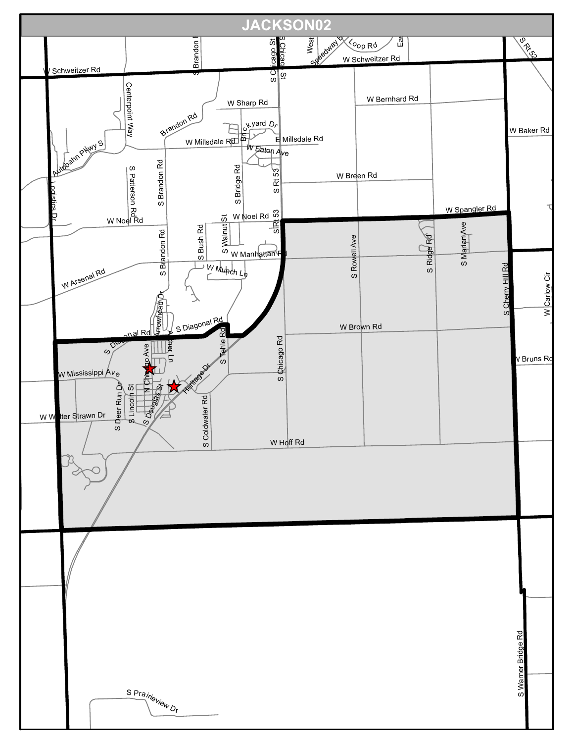# JACKSON02

W Schweitzer Rd
S Brandon Rd
S Chicago St
S Chicago St
West
Speedway Blvd
Loop Rd
East
W Schweitzer Rd
S Rt 52
Centerpoint Way
W Sharp Rd
W Bernhard Rd
Brandon Rd
Brickyard Dr
W Baker Rd
W Millsdale Rd
E Millsdale Rd
Autobahn Pkwy S
W Eaton Ave
S Patterson Rd
S Brandon Rd
S Bridge Rd
S Rt 53
W Breen Rd
Logistics Dr
W Noel Rd
W Noel Rd
S Rt 53
W Spangler Rd
S Bush Rd
S Walnut St
W Manhattan Rd
S Rowell Ave
S Ridge Rd
S Marian Ave
W Arsenal Rd
S Brandon Rd
W Munch Ln
S Cherry Hill Rd
W Carlow Cir
Arrowhead Dr
S Diagonal Rd
S Diagonal Rd
Archer Ln
S Tehle Rd
W Brown Rd
N Chicago Ave
W Bruns Rd
W Mississippi Ave
S Chicago Rd
S Deer Run Dr
S Lincoln St
S Douglas St
Heritage Dr
W Walter Strawn Dr
S Coldwater Rd
W Hoff Rd
S Prairieview Dr
S Warner Bridge Rd